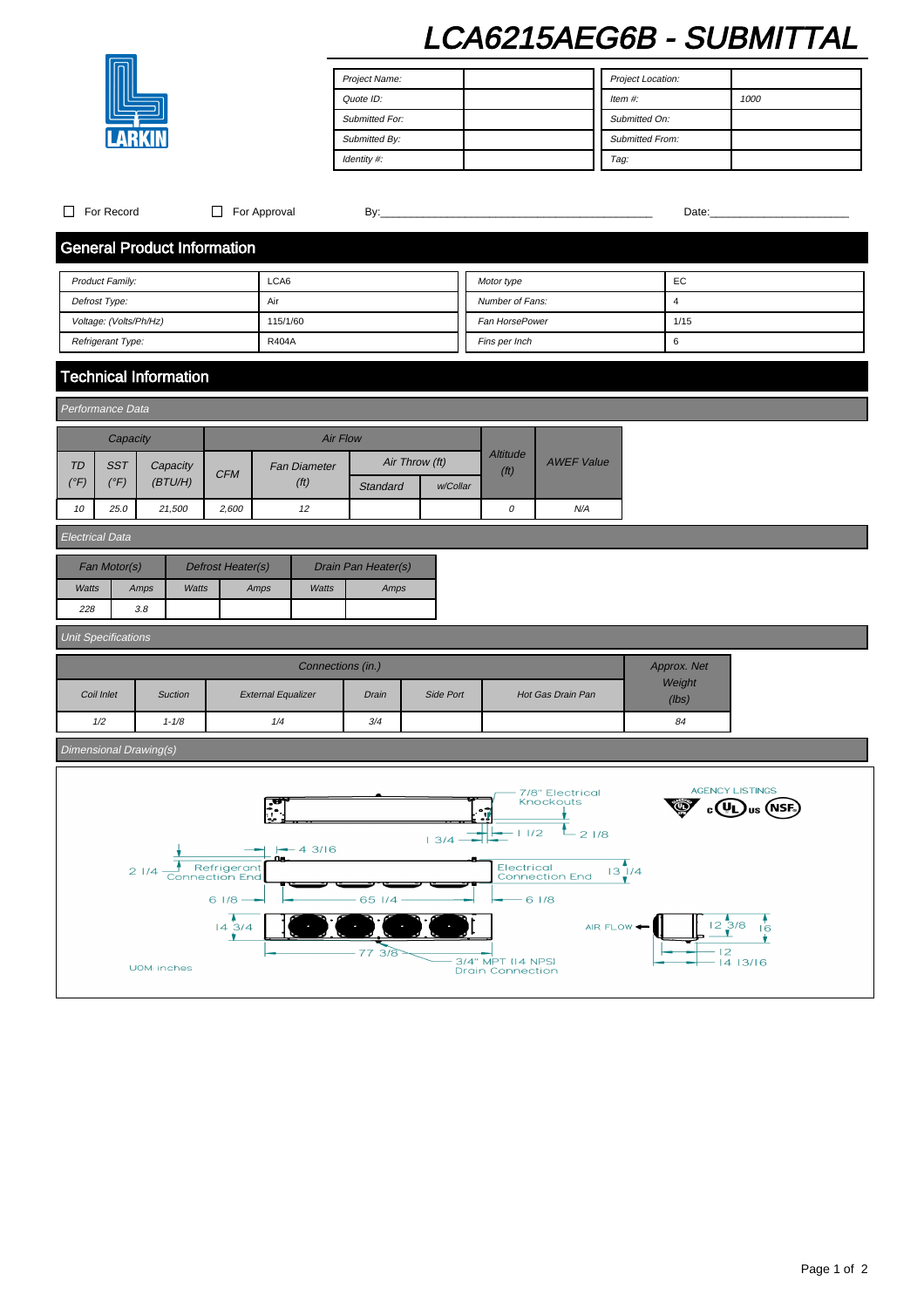# LCA6215AEG6B - SUBMITTAL

LARKIN

| Project Name: | | Project Location: | |
|---|---|---|---|
| Quote ID: | | Item #: | 1000 |
| Submitted For: | | Submitted On: | |
| Submitted By: | | Submitted From: | |
| Identity #: | | Tag: | |

☐ For Record ☐ For Approval By:_____________________________________________ Date:______________________

## General Product Information

| Product Family: | LCA6 | Motor type | EC |
|---|---|---|---|
| Defrost Type: | Air | Number of Fans: | 4 |
| Voltage: (Volts/Ph/Hz) | 115/1/60 | Fan HorsePower | 1/15 |
| Refrigerant Type: | R404A | Fins per Inch | 6 |

## Technical Information

### Performance Data

| Capacity | | | Air Flow | | | | Altitude (ft) | AWEF Value |
|---|---|---|---|---|---|---|---|---|
| TD (°F) | SST (°F) | Capacity (BTU/H) | CFM | Fan Diameter (ft) | Air Throw (ft) Standard | Air Throw (ft) w/Collar | | |
| 10 | 25.0 | 21,500 | 2,600 | 12 | | | 0 | N/A |

### Electrical Data

| Fan Motor(s) | | Defrost Heater(s) | | Drain Pan Heater(s) | |
|---|---|---|---|---|---|
| Watts | Amps | Watts | Amps | Watts | Amps |
| 228 | 3.8 | | | | |

### Unit Specifications

| Connections (in.) | | | | | | Approx. Net Weight (lbs) |
|---|---|---|---|---|---|---|
| Coil Inlet | Suction | External Equalizer | Drain | Side Port | Hot Gas Drain Pan | |
| 1/2 | 1-1/8 | 1/4 | 3/4 | | | 84 |

### Dimensional Drawing(s)

7/8" Electrical Knockouts
1 3/4 — 1 1/2 — 2 1/8
4 3/16
2 1/4 Refrigerant Connection End
Electrical Connection End 13 1/4
6 1/8 — 65 1/4 — 6 1/8
14 3/4
77 3/8
3/4" MPT (14 NPS) Drain Connection
AIR FLOW 12 3/8 16
12
14 13/16
UOM inches

AGENCY LISTINGS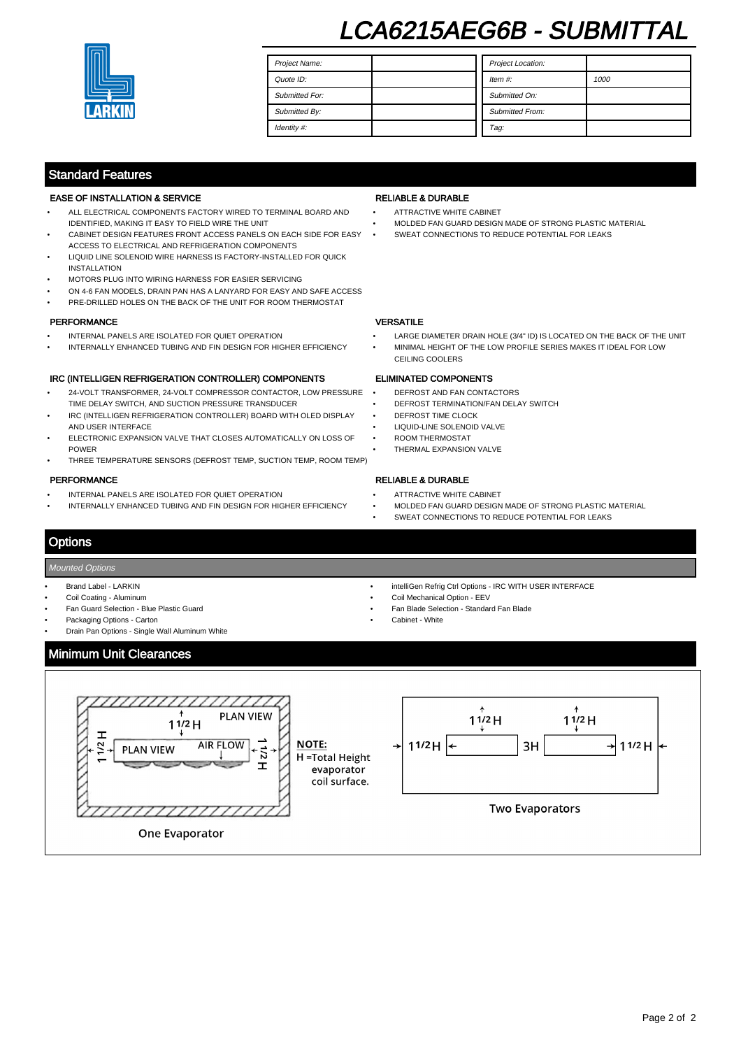# LCA6215AEG6B - SUBMITTAL

| | | | |
|---|---|---|---|
| *Project Name:* | | *Project Location:* | |
| *Quote ID:* | | *Item #:* | *1000* |
| *Submitted For:* | | *Submitted On:* | |
| *Submitted By:* | | *Submitted From:* | |
| *Identity #:* | | *Tag:* | |

## Standard Features

### EASE OF INSTALLATION & SERVICE

- ALL ELECTRICAL COMPONENTS FACTORY WIRED TO TERMINAL BOARD AND IDENTIFIED, MAKING IT EASY TO FIELD WIRE THE UNIT
- CABINET DESIGN FEATURES FRONT ACCESS PANELS ON EACH SIDE FOR EASY ACCESS TO ELECTRICAL AND REFRIGERATION COMPONENTS
- LIQUID LINE SOLENOID WIRE HARNESS IS FACTORY-INSTALLED FOR QUICK INSTALLATION
- MOTORS PLUG INTO WIRING HARNESS FOR EASIER SERVICING
- ON 4-6 FAN MODELS, DRAIN PAN HAS A LANYARD FOR EASY AND SAFE ACCESS
- PRE-DRILLED HOLES ON THE BACK OF THE UNIT FOR ROOM THERMOSTAT

### RELIABLE & DURABLE

- ATTRACTIVE WHITE CABINET
- MOLDED FAN GUARD DESIGN MADE OF STRONG PLASTIC MATERIAL
- SWEAT CONNECTIONS TO REDUCE POTENTIAL FOR LEAKS

### PERFORMANCE

- INTERNAL PANELS ARE ISOLATED FOR QUIET OPERATION
- INTERNALLY ENHANCED TUBING AND FIN DESIGN FOR HIGHER EFFICIENCY

### VERSATILE

- LARGE DIAMETER DRAIN HOLE (3/4" ID) IS LOCATED ON THE BACK OF THE UNIT
- MINIMAL HEIGHT OF THE LOW PROFILE SERIES MAKES IT IDEAL FOR LOW CEILING COOLERS

### IRC (INTELLIGEN REFRIGERATION CONTROLLER) COMPONENTS

- 24-VOLT TRANSFORMER, 24-VOLT COMPRESSOR CONTACTOR, LOW PRESSURE TIME DELAY SWITCH, AND SUCTION PRESSURE TRANSDUCER
- IRC (INTELLIGEN REFRIGERATION CONTROLLER) BOARD WITH OLED DISPLAY AND USER INTERFACE
- ELECTRONIC EXPANSION VALVE THAT CLOSES AUTOMATICALLY ON LOSS OF POWER
- THREE TEMPERATURE SENSORS (DEFROST TEMP, SUCTION TEMP, ROOM TEMP)

### ELIMINATED COMPONENTS

- DEFROST AND FAN CONTACTORS
- DEFROST TERMINATION/FAN DELAY SWITCH
- DEFROST TIME CLOCK
- LIQUID-LINE SOLENOID VALVE
- ROOM THERMOSTAT
- THERMAL EXPANSION VALVE

### PERFORMANCE

- INTERNAL PANELS ARE ISOLATED FOR QUIET OPERATION
- INTERNALLY ENHANCED TUBING AND FIN DESIGN FOR HIGHER EFFICIENCY

### RELIABLE & DURABLE

- ATTRACTIVE WHITE CABINET
- MOLDED FAN GUARD DESIGN MADE OF STRONG PLASTIC MATERIAL
- SWEAT CONNECTIONS TO REDUCE POTENTIAL FOR LEAKS

## Options

*Mounted Options*

- Brand Label - LARKIN
- Coil Coating - Aluminum
- Fan Guard Selection - Blue Plastic Guard
- Packaging Options - Carton
- Drain Pan Options - Single Wall Aluminum White
- intelliGen Refrig Ctrl Options - IRC WITH USER INTERFACE
- Coil Mechanical Option - EEV
- Fan Blade Selection - Standard Fan Blade
- Cabinet - White

## Minimum Unit Clearances

PLAN VIEW
1 1/2 H
1 1/2 H
PLAN VIEW
AIR FLOW
1 1/2 H

One Evaporator

**NOTE:**
H =Total Height evaporator coil surface.

1 1/2 H
1 1/2 H
1 1/2 H
3H
1 1/2 H

Two Evaporators